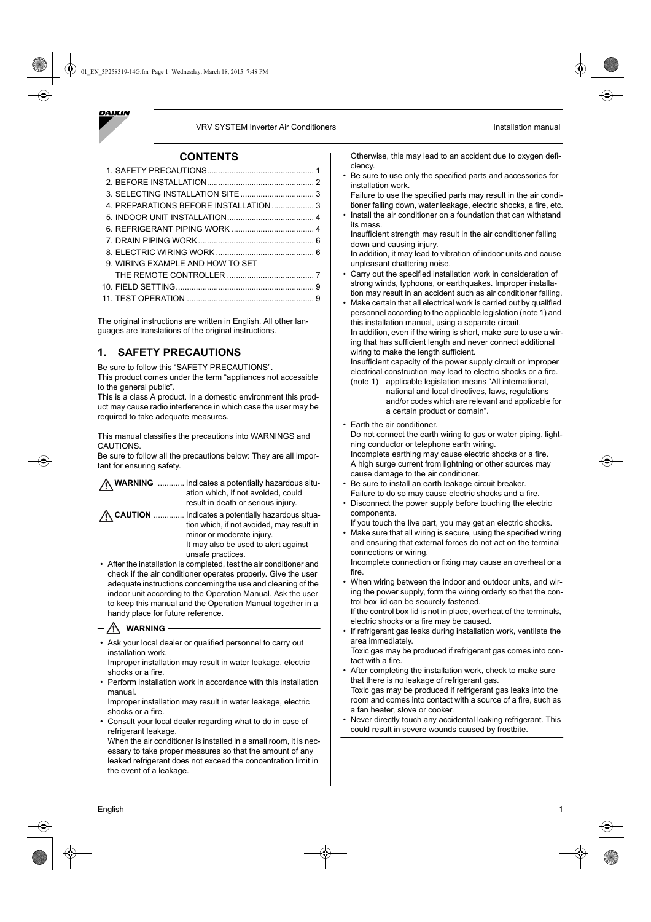VRV SYSTEM Inverter Air Conditioners — Installation manual

## CONTENTS

1. SAFETY PRECAUTIONS ........ 1
2. BEFORE INSTALLATION ........ 2
3. SELECTING INSTALLATION SITE ........ 3
4. PREPARATIONS BEFORE INSTALLATION ........ 3
5. INDOOR UNIT INSTALLATION ........ 4
6. REFRIGERANT PIPING WORK ........ 4
7. DRAIN PIPING WORK ........ 6
8. ELECTRIC WIRING WORK ........ 6
9. WIRING EXAMPLE AND HOW TO SET THE REMOTE CONTROLLER ........ 7
10. FIELD SETTING ........ 9
11. TEST OPERATION ........ 9

The original instructions are written in English. All other languages are translations of the original instructions.

## 1. SAFETY PRECAUTIONS

Be sure to follow this "SAFETY PRECAUTIONS".
This product comes under the term "appliances not accessible to the general public".
This is a class A product. In a domestic environment this product may cause radio interference in which case the user may be required to take adequate measures.

This manual classifies the precautions into WARNINGS and CAUTIONS.
Be sure to follow all the precautions below: They are all important for ensuring safety.

**WARNING** ............ Indicates a potentially hazardous situation which, if not avoided, could result in death or serious injury.

**CAUTION** ............. Indicates a potentially hazardous situation which, if not avoided, may result in minor or moderate injury.
It may also be used to alert against unsafe practices.

- After the installation is completed, test the air conditioner and check if the air conditioner operates properly. Give the user adequate instructions concerning the use and cleaning of the indoor unit according to the Operation Manual. Ask the user to keep this manual and the Operation Manual together in a handy place for future reference.

### WARNING

- Ask your local dealer or qualified personnel to carry out installation work.
  Improper installation may result in water leakage, electric shocks or a fire.
- Perform installation work in accordance with this installation manual.
  Improper installation may result in water leakage, electric shocks or a fire.
- Consult your local dealer regarding what to do in case of refrigerant leakage.
  When the air conditioner is installed in a small room, it is necessary to take proper measures so that the amount of any leaked refrigerant does not exceed the concentration limit in the event of a leakage.
  Otherwise, this may lead to an accident due to oxygen deficiency.
- Be sure to use only the specified parts and accessories for installation work.
  Failure to use the specified parts may result in the air conditioner falling down, water leakage, electric shocks, a fire, etc.
- Install the air conditioner on a foundation that can withstand its mass.
  Insufficient strength may result in the air conditioner falling down and causing injury.
  In addition, it may lead to vibration of indoor units and cause unpleasant chattering noise.
- Carry out the specified installation work in consideration of strong winds, typhoons, or earthquakes. Improper installation may result in an accident such as air conditioner falling.
- Make certain that all electrical work is carried out by qualified personnel according to the applicable legislation (note 1) and this installation manual, using a separate circuit.
  In addition, even if the wiring is short, make sure to use a wiring that has sufficient length and never connect additional wiring to make the length sufficient.
  Insufficient capacity of the power supply circuit or improper electrical construction may lead to electric shocks or a fire.
  (note 1) applicable legislation means "All international, national and local directives, laws, regulations and/or codes which are relevant and applicable for a certain product or domain".
- Earth the air conditioner.
  Do not connect the earth wiring to gas or water piping, lightning conductor or telephone earth wiring.
  Incomplete earthing may cause electric shocks or a fire.
  A high surge current from lightning or other sources may cause damage to the air conditioner.
- Be sure to install an earth leakage circuit breaker.
  Failure to do so may cause electric shocks and a fire.
- Disconnect the power supply before touching the electric components.
  If you touch the live part, you may get an electric shocks.
- Make sure that all wiring is secure, using the specified wiring and ensuring that external forces do not act on the terminal connections or wiring.
  Incomplete connection or fixing may cause an overheat or a fire.
- When wiring between the indoor and outdoor units, and wiring the power supply, form the wiring orderly so that the control box lid can be securely fastened.
  If the control box lid is not in place, overheat of the terminals, electric shocks or a fire may be caused.
- If refrigerant gas leaks during installation work, ventilate the area immediately.
  Toxic gas may be produced if refrigerant gas comes into contact with a fire.
- After completing the installation work, check to make sure that there is no leakage of refrigerant gas.
  Toxic gas may be produced if refrigerant gas leaks into the room and comes into contact with a source of a fire, such as a fan heater, stove or cooker.
- Never directly touch any accidental leaking refrigerant. This could result in severe wounds caused by frostbite.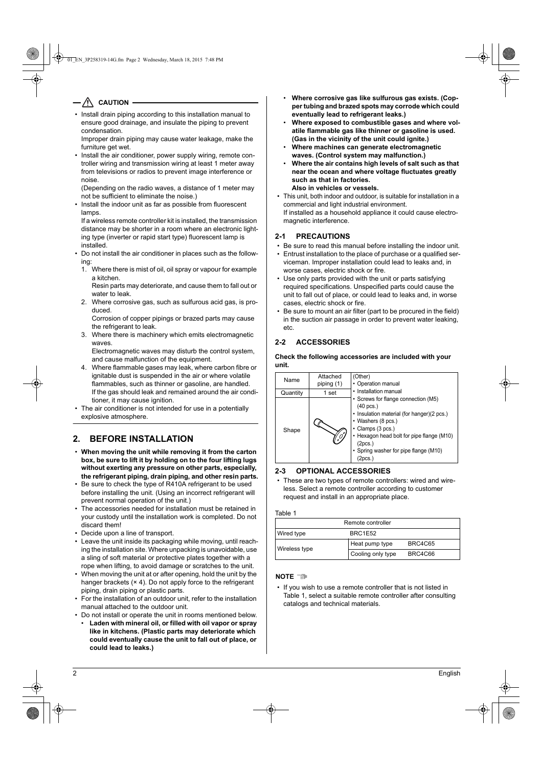**CAUTION**

- Install drain piping according to this installation manual to ensure good drainage, and insulate the piping to prevent condensation.
  Improper drain piping may cause water leakage, make the furniture get wet.
- Install the air conditioner, power supply wiring, remote controller wiring and transmission wiring at least 1 meter away from televisions or radios to prevent image interference or noise.
  (Depending on the radio waves, a distance of 1 meter may not be sufficient to eliminate the noise.)
- Install the indoor unit as far as possible from fluorescent lamps.
  If a wireless remote controller kit is installed, the transmission distance may be shorter in a room where an electronic lighting type (inverter or rapid start type) fluorescent lamp is installed.
- Do not install the air conditioner in places such as the following:
  1. Where there is mist of oil, oil spray or vapour for example a kitchen.
     Resin parts may deteriorate, and cause them to fall out or water to leak.
  2. Where corrosive gas, such as sulfurous acid gas, is produced.
     Corrosion of copper pipings or brazed parts may cause the refrigerant to leak.
  3. Where there is machinery which emits electromagnetic waves.
     Electromagnetic waves may disturb the control system, and cause malfunction of the equipment.
  4. Where flammable gases may leak, where carbon fibre or ignitable dust is suspended in the air or where volatile flammables, such as thinner or gasoline, are handled.
     If the gas should leak and remained around the air conditioner, it may cause ignition.
- The air conditioner is not intended for use in a potentially explosive atmosphere.

## 2. BEFORE INSTALLATION

- **When moving the unit while removing it from the carton box, be sure to lift it by holding on to the four lifting lugs without exerting any pressure on other parts, especially, the refrigerant piping, drain piping, and other resin parts.**
- Be sure to check the type of R410A refrigerant to be used before installing the unit. (Using an incorrect refrigerant will prevent normal operation of the unit.)
- The accessories needed for installation must be retained in your custody until the installation work is completed. Do not discard them!
- Decide upon a line of transport.
- Leave the unit inside its packaging while moving, until reaching the installation site. Where unpacking is unavoidable, use a sling of soft material or protective plates together with a rope when lifting, to avoid damage or scratches to the unit.
- When moving the unit at or after opening, hold the unit by the hanger brackets (× 4). Do not apply force to the refrigerant piping, drain piping or plastic parts.
- For the installation of an outdoor unit, refer to the installation manual attached to the outdoor unit.
- Do not install or operate the unit in rooms mentioned below.
  - **Laden with mineral oil, or filled with oil vapor or spray like in kitchens. (Plastic parts may deteriorate which could eventually cause the unit to fall out of place, or could lead to leaks.)**
  - **Where corrosive gas like sulfurous gas exists. (Copper tubing and brazed spots may corrode which could eventually lead to refrigerant leaks.)**
  - **Where exposed to combustible gases and where volatile flammable gas like thinner or gasoline is used. (Gas in the vicinity of the unit could ignite.)**
  - **Where machines can generate electromagnetic waves. (Control system may malfunction.)**
  - **Where the air contains high levels of salt such as that near the ocean and where voltage fluctuates greatly such as that in factories.**
    **Also in vehicles or vessels.**
- This unit, both indoor and outdoor, is suitable for installation in a commercial and light industrial environment.
  If installed as a household appliance it could cause electromagnetic interference.

### 2-1 PRECAUTIONS

- Be sure to read this manual before installing the indoor unit.
- Entrust installation to the place of purchase or a qualified serviceman. Improper installation could lead to leaks and, in worse cases, electric shock or fire.
- Use only parts provided with the unit or parts satisfying required specifications. Unspecified parts could cause the unit to fall out of place, or could lead to leaks and, in worse cases, electric shock or fire.
- Be sure to mount an air filter (part to be procured in the field) in the suction air passage in order to prevent water leaking, etc.

### 2-2 ACCESSORIES

**Check the following accessories are included with your unit.**

| Name | Attached piping (1) | (Other) |
|---|---|---|
| Quantity | 1 set | • Operation manual<br>• Installation manual<br>• Screws for flange connection (M5) (40 pcs.)<br>• Insulation material (for hanger)(2 pcs.)<br>• Washers (8 pcs.)<br>• Clamps (3 pcs.)<br>• Hexagon head bolt for pipe flange (M10) (2pcs.)<br>• Spring washer for pipe flange (M10) (2pcs.) |
| Shape | | |

### 2-3 OPTIONAL ACCESSORIES

- These are two types of remote controllers: wired and wireless. Select a remote controller according to customer request and install in an appropriate place.

Table 1

| Remote controller | | |
|---|---|---|
| Wired type | BRC1E52 | |
| Wireless type | Heat pump type | BRC4C65 |
| | Cooling only type | BRC4C66 |

**NOTE**

- If you wish to use a remote controller that is not listed in Table 1, select a suitable remote controller after consulting catalogs and technical materials.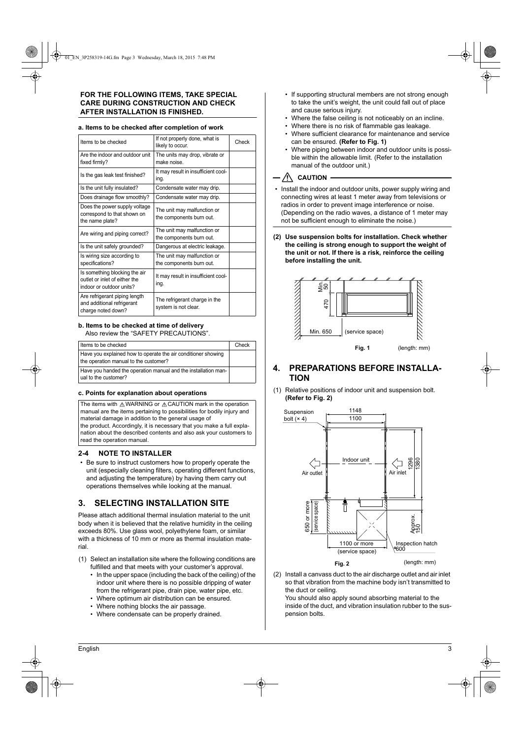**FOR THE FOLLOWING ITEMS, TAKE SPECIAL CARE DURING CONSTRUCTION AND CHECK AFTER INSTALLATION IS FINISHED.**

**a. Items to be checked after completion of work**

| Items to be checked | If not properly done, what is likely to occur. | Check |
|---|---|---|
| Are the indoor and outdoor unit fixed firmly? | The units may drop, vibrate or make noise. | |
| Is the gas leak test finished? | It may result in insufficient cooling. | |
| Is the unit fully insulated? | Condensate water may drip. | |
| Does drainage flow smoothly? | Condensate water may drip. | |
| Does the power supply voltage correspond to that shown on the name plate? | The unit may malfunction or the components burn out. | |
| Are wiring and piping correct? | The unit may malfunction or the components burn out. | |
| Is the unit safely grounded? | Dangerous at electric leakage. | |
| Is wiring size according to specifications? | The unit may malfunction or the components burn out. | |
| Is something blocking the air outlet or inlet of either the indoor or outdoor units? | It may result in insufficient cooling. | |
| Are refrigerant piping length and additional refrigerant charge noted down? | The refrigerant charge in the system is not clear. | |

**b. Items to be checked at time of delivery**
Also review the "SAFETY PRECAUTIONS".

| Items to be checked | Check |
|---|---|
| Have you explained how to operate the air conditioner showing the operation manual to the customer? | |
| Have you handed the operation manual and the installation manual to the customer? | |

**c. Points for explanation about operations**

The items with ⚠WARNING or ⚠CAUTION mark in the operation manual are the items pertaining to possibilities for bodily injury and material damage in addition to the general usage of the product. Accordingly, it is necessary that you make a full explanation about the described contents and also ask your customers to read the operation manual.

### 2-4 NOTE TO INSTALLER

- Be sure to instruct customers how to properly operate the unit (especially cleaning filters, operating different functions, and adjusting the temperature) by having them carry out operations themselves while looking at the manual.

## 3. SELECTING INSTALLATION SITE

Please attach additional thermal insulation material to the unit body when it is believed that the relative humidity in the ceiling exceeds 80%. Use glass wool, polyethylene foam, or similar with a thickness of 10 mm or more as thermal insulation material.

(1) Select an installation site where the following conditions are fulfilled and that meets with your customer's approval.
- In the upper space (including the back of the ceiling) of the indoor unit where there is no possible dripping of water from the refrigerant pipe, drain pipe, water pipe, etc.
- Where optimum air distribution can be ensured.
- Where nothing blocks the air passage.
- Where condensate can be properly drained.
- If supporting structural members are not strong enough to take the unit's weight, the unit could fall out of place and cause serious injury.
- Where the false ceiling is not noticeably on an incline.
- Where there is no risk of flammable gas leakage.
- Where sufficient clearance for maintenance and service can be ensured. **(Refer to Fig. 1)**
- Where piping between indoor and outdoor units is possible within the allowable limit. (Refer to the installation manual of the outdoor unit.)

**⚠ CAUTION**

- Install the indoor and outdoor units, power supply wiring and connecting wires at least 1 meter away from televisions or radios in order to prevent image interference or noise. (Depending on the radio waves, a distance of 1 meter may not be sufficient enough to eliminate the noise.)

**(2) Use suspension bolts for installation. Check whether the ceiling is strong enough to support the weight of the unit or not. If there is a risk, reinforce the ceiling before installing the unit.**

Min. 50
470
Min. 650 (service space)

**Fig. 1** (length: mm)

## 4. PREPARATIONS BEFORE INSTALLATION

(1) Relative positions of indoor unit and suspension bolt. **(Refer to Fig. 2)**

Suspension bolt (× 4)
1148
1100
Indoor unit
Air outlet
Air inlet
1296
1380
650 or more (service space)
Approx. 150
1100 or more (service space)
Inspection hatch □600

**Fig. 2** (length: mm)

(2) Install a canvass duct to the air discharge outlet and air inlet so that vibration from the machine body isn't transmitted to the duct or ceiling.
You should also apply sound absorbing material to the inside of the duct, and vibration insulation rubber to the suspension bolts.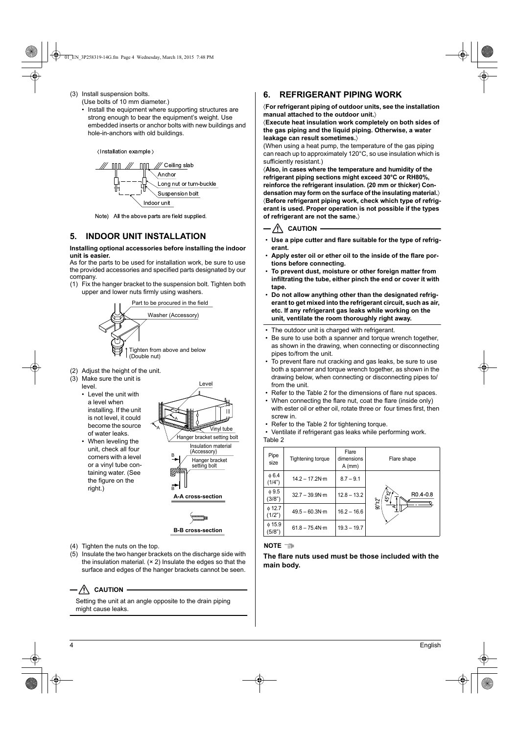(3) Install suspension bolts.
   (Use bolts of 10 mm diameter.)
   - Install the equipment where supporting structures are strong enough to bear the equipment's weight. Use embedded inserts or anchor bolts with new buildings and hole-in-anchors with old buildings.

〈Installation example〉

Ceiling slab
Anchor
Long nut or turn-buckle
Suspension bolt
Indoor unit

Note) All the above parts are field supplied.

## 5. INDOOR UNIT INSTALLATION

**Installing optional accessories before installing the indoor unit is easier.**

As for the parts to be used for installation work, be sure to use the provided accessories and specified parts designated by our company.

(1) Fix the hanger bracket to the suspension bolt. Tighten both upper and lower nuts firmly using washers.

Part to be procured in the field
Washer (Accessory)
Tighten from above and below (Double nut)

(2) Adjust the height of the unit.
(3) Make sure the unit is level.
   - Level the unit with a level when installing. If the unit is not level, it could become the source of water leaks.
   - When leveling the unit, check all four corners with a level or a vinyl tube containing water. (See the figure on the right.)

Level
Vinyl tube
Hanger bracket setting bolt
Insulation material (Accessory)
Hanger bracket setting bolt

**A-A cross-section**

**B-B cross-section**

(4) Tighten the nuts on the top.
(5) Insulate the two hanger brackets on the discharge side with the insulation material. (× 2) Insulate the edges so that the surface and edges of the hanger brackets cannot be seen.

**CAUTION**

Setting the unit at an angle opposite to the drain piping might cause leaks.

## 6. REFRIGERANT PIPING WORK

**〈For refrigerant piping of outdoor units, see the installation manual attached to the outdoor unit.〉**

**〈Execute heat insulation work completely on both sides of the gas piping and the liquid piping. Otherwise, a water leakage can result sometimes.〉**

(When using a heat pump, the temperature of the gas piping can reach up to approximately 120°C, so use insulation which is sufficiently resistant.)

**〈Also, in cases where the temperature and humidity of the refrigerant piping sections might exceed 30°C or RH80%, reinforce the refrigerant insulation. (20 mm or thicker) Condensation may form on the surface of the insulating material.〉**

**〈Before refrigerant piping work, check which type of refrigerant is used. Proper operation is not possible if the types of refrigerant are not the same.〉**

**CAUTION**

- **Use a pipe cutter and flare suitable for the type of refrigerant.**
- **Apply ester oil or ether oil to the inside of the flare portions before connecting.**
- **To prevent dust, moisture or other foreign matter from infiltrating the tube, either pinch the end or cover it with tape.**
- **Do not allow anything other than the designated refrigerant to get mixed into the refrigerant circuit, such as air, etc. If any refrigerant gas leaks while working on the unit, ventilate the room thoroughly right away.**

- The outdoor unit is charged with refrigerant.
- Be sure to use both a spanner and torque wrench together, as shown in the drawing, when connecting or disconnecting pipes to/from the unit.
- To prevent flare nut cracking and gas leaks, be sure to use both a spanner and torque wrench together, as shown in the drawing below, when connecting or disconnecting pipes to/from the unit.
- Refer to the Table 2 for the dimensions of flare nut spaces.
- When connecting the flare nut, coat the flare (inside only) with ester oil or ether oil, rotate three or four times first, then screw in.
- Refer to the Table 2 for tightening torque.
- Ventilate if refrigerant gas leaks while performing work.

Table 2

| Pipe size | Tightening torque | Flare dimensions A (mm) | Flare shape |
|---|---|---|---|
| φ 6.4 (1/4") | 14.2 – 17.2N·m | 8.7 – 9.1 | 90°±2°, 45°±2°, R0.4-0.8 |
| φ 9.5 (3/8") | 32.7 – 39.9N·m | 12.8 – 13.2 | |
| φ 12.7 (1/2") | 49.5 – 60.3N·m | 16.2 – 16.6 | |
| φ 15.9 (5/8") | 61.8 – 75.4N·m | 19.3 – 19.7 | |

**NOTE**

**The flare nuts used must be those included with the main body.**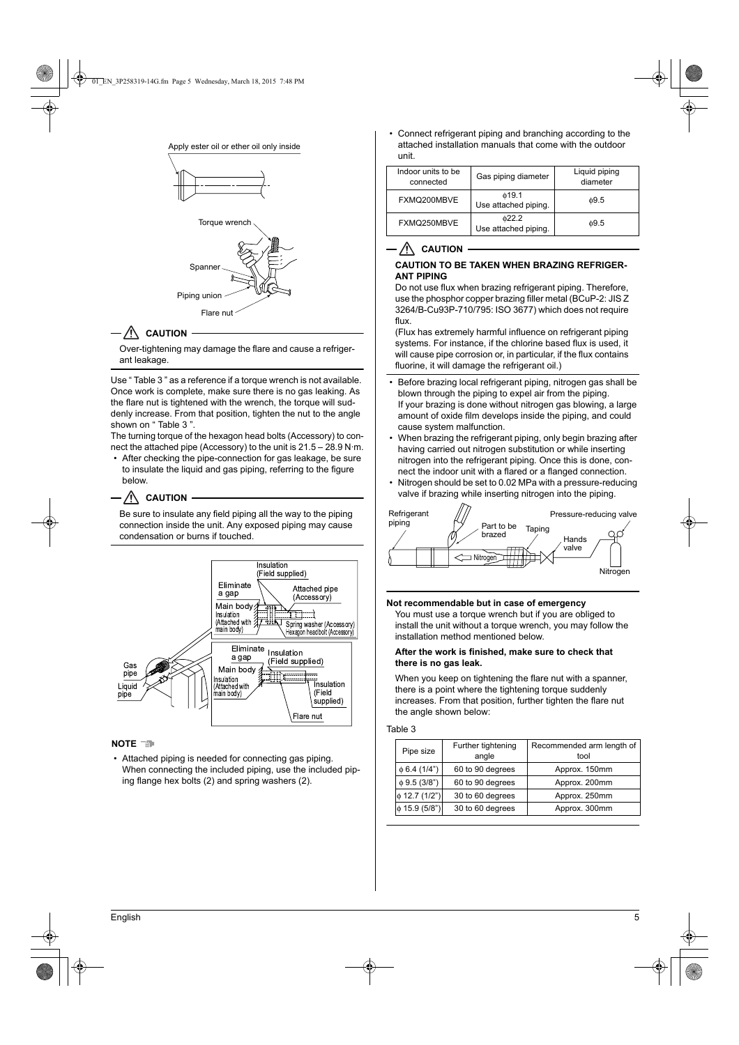Apply ester oil or ether oil only inside

Torque wrench

Spanner

Piping union

Flare nut

**⚠ CAUTION**

Over-tightening may damage the flare and cause a refrigerant leakage.

Use " Table 3 " as a reference if a torque wrench is not available. Once work is complete, make sure there is no gas leaking. As the flare nut is tightened with the wrench, the torque will suddenly increase. From that position, tighten the nut to the angle shown on " Table 3 ".

The turning torque of the hexagon head bolts (Accessory) to connect the attached pipe (Accessory) to the unit is 21.5 – 28.9 N·m.

- After checking the pipe-connection for gas leakage, be sure to insulate the liquid and gas piping, referring to the figure below.

**⚠ CAUTION**

Be sure to insulate any field piping all the way to the piping connection inside the unit. Any exposed piping may cause condensation or burns if touched.

Insulation (Field supplied)
Eliminate a gap
Attached pipe (Accessory)
Main body
Insulation (Attached with main body)
Spring washer (Accessory)
Hexagon head bolt (Accessory)
Gas pipe
Liquid pipe
Eliminate a gap
Insulation (Field supplied)
Main body
Insulation (Attached with main body)
Insulation (Field supplied)
Flare nut

**NOTE**

- Attached piping is needed for connecting gas piping. When connecting the included piping, use the included piping flange hex bolts (2) and spring washers (2).

- Connect refrigerant piping and branching according to the attached installation manuals that come with the outdoor unit.

| Indoor units to be connected | Gas piping diameter | Liquid piping diameter |
|---|---|---|
| FXMQ200MBVE | φ19.1 Use attached piping. | φ9.5 |
| FXMQ250MBVE | φ22.2 Use attached piping. | φ9.5 |

**⚠ CAUTION**

**CAUTION TO BE TAKEN WHEN BRAZING REFRIGERANT PIPING**

Do not use flux when brazing refrigerant piping. Therefore, use the phosphor copper brazing filler metal (BCuP-2: JIS Z 3264/B-Cu93P-710/795: ISO 3677) which does not require flux.

(Flux has extremely harmful influence on refrigerant piping systems. For instance, if the chlorine based flux is used, it will cause pipe corrosion or, in particular, if the flux contains fluorine, it will damage the refrigerant oil.)

- Before brazing local refrigerant piping, nitrogen gas shall be blown through the piping to expel air from the piping. If your brazing is done without nitrogen gas blowing, a large amount of oxide film develops inside the piping, and could cause system malfunction.
- When brazing the refrigerant piping, only begin brazing after having carried out nitrogen substitution or while inserting nitrogen into the refrigerant piping. Once this is done, connect the indoor unit with a flared or a flanged connection.
- Nitrogen should be set to 0.02 MPa with a pressure-reducing valve if brazing while inserting nitrogen into the piping.

Refrigerant piping
Part to be brazed
Taping
Pressure-reducing valve
Hands valve
Nitrogen
Nitrogen

**Not recommendable but in case of emergency**

You must use a torque wrench but if you are obliged to install the unit without a torque wrench, you may follow the installation method mentioned below.

**After the work is finished, make sure to check that there is no gas leak.**

When you keep on tightening the flare nut with a spanner, there is a point where the tightening torque suddenly increases. From that position, further tighten the flare nut the angle shown below:

Table 3

| Pipe size | Further tightening angle | Recommended arm length of tool |
|---|---|---|
| φ 6.4 (1/4") | 60 to 90 degrees | Approx. 150mm |
| φ 9.5 (3/8") | 60 to 90 degrees | Approx. 200mm |
| φ 12.7 (1/2") | 30 to 60 degrees | Approx. 250mm |
| φ 15.9 (5/8") | 30 to 60 degrees | Approx. 300mm |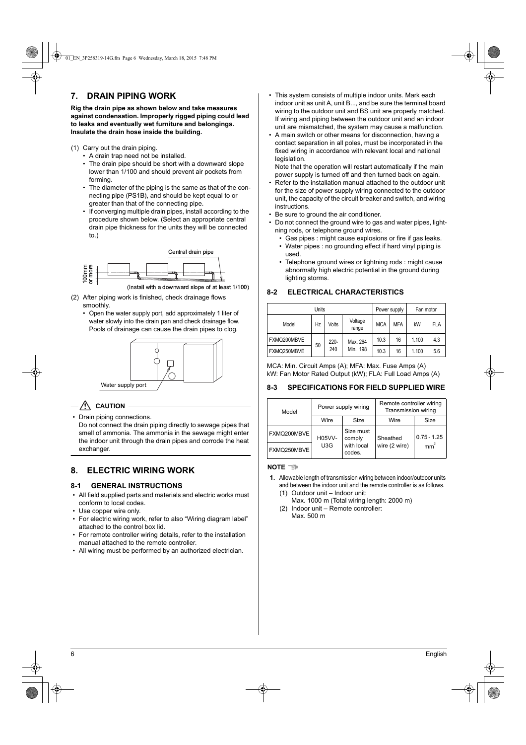## 7. DRAIN PIPING WORK

**Rig the drain pipe as shown below and take measures against condensation. Improperly rigged piping could lead to leaks and eventually wet furniture and belongings. Insulate the drain hose inside the building.**

(1) Carry out the drain piping.
- A drain trap need not be installed.
- The drain pipe should be short with a downward slope lower than 1/100 and should prevent air pockets from forming.
- The diameter of the piping is the same as that of the connecting pipe (PS1B), and should be kept equal to or greater than that of the connecting pipe.
- If converging multiple drain pipes, install according to the procedure shown below. (Select an appropriate central drain pipe thickness for the units they will be connected to.)

Central drain pipe

100mm or more

(Install with a downward slope of at least 1/100)

(2) After piping work is finished, check drainage flows smoothly.
- Open the water supply port, add approximately 1 liter of water slowly into the drain pan and check drainage flow. Pools of drainage can cause the drain pipes to clog.

Water supply port

**CAUTION**

- Drain piping connections.
  Do not connect the drain piping directly to sewage pipes that smell of ammonia. The ammonia in the sewage might enter the indoor unit through the drain pipes and corrode the heat exchanger.

## 8. ELECTRIC WIRING WORK

### 8-1 GENERAL INSTRUCTIONS

- All field supplied parts and materials and electric works must conform to local codes.
- Use copper wire only.
- For electric wiring work, refer to also "Wiring diagram label" attached to the control box lid.
- For remote controller wiring details, refer to the installation manual attached to the remote controller.
- All wiring must be performed by an authorized electrician.
- This system consists of multiple indoor units. Mark each indoor unit as unit A, unit B..., and be sure the terminal board wiring to the outdoor unit and BS unit are properly matched. If wiring and piping between the outdoor unit and an indoor unit are mismatched, the system may cause a malfunction.
- A main switch or other means for disconnection, having a contact separation in all poles, must be incorporated in the fixed wiring in accordance with relevant local and national legislation.
  Note that the operation will restart automatically if the main power supply is turned off and then turned back on again.
- Refer to the installation manual attached to the outdoor unit for the size of power supply wiring connected to the outdoor unit, the capacity of the circuit breaker and switch, and wiring instructions.
- Be sure to ground the air conditioner.
- Do not connect the ground wire to gas and water pipes, lightning rods, or telephone ground wires.
  - Gas pipes : might cause explosions or fire if gas leaks.
  - Water pipes : no grounding effect if hard vinyl piping is used.
  - Telephone ground wires or lightning rods : might cause abnormally high electric potential in the ground during lighting storms.

### 8-2 ELECTRICAL CHARACTERISTICS

| Units | | | | Power supply | | Fan motor | |
|---|---|---|---|---|---|---|---|
| Model | Hz | Volts | Voltage range | MCA | MFA | kW | FLA |
| FXMQ200MBVE | 50 | 220-240 | Max. 264 Min. 198 | 10.3 | 16 | 1.100 | 4.3 |
| FXMQ250MBVE | | | | 10.3 | 16 | 1.100 | 5.6 |

MCA: Min. Circuit Amps (A); MFA: Max. Fuse Amps (A)
kW: Fan Motor Rated Output (kW); FLA: Full Load Amps (A)

### 8-3 SPECIFICATIONS FOR FIELD SUPPLIED WIRE

| Model | Power supply wiring | | Remote controller wiring Transmission wiring | |
|---|---|---|---|---|
| | Wire | Size | Wire | Size |
| FXMQ200MBVE | H05VV-U3G | Size must comply with local codes. | Sheathed wire (2 wire) | 0.75 - 1.25 $mm^2$ |
| FXMQ250MBVE | | | | |

**NOTE**

1. Allowable length of transmission wiring between indoor/outdoor units and between the indoor unit and the remote controller is as follows.
   (1) Outdoor unit – Indoor unit:
   Max. 1000 m (Total wiring length: 2000 m)
   (2) Indoor unit – Remote controller:
   Max. 500 m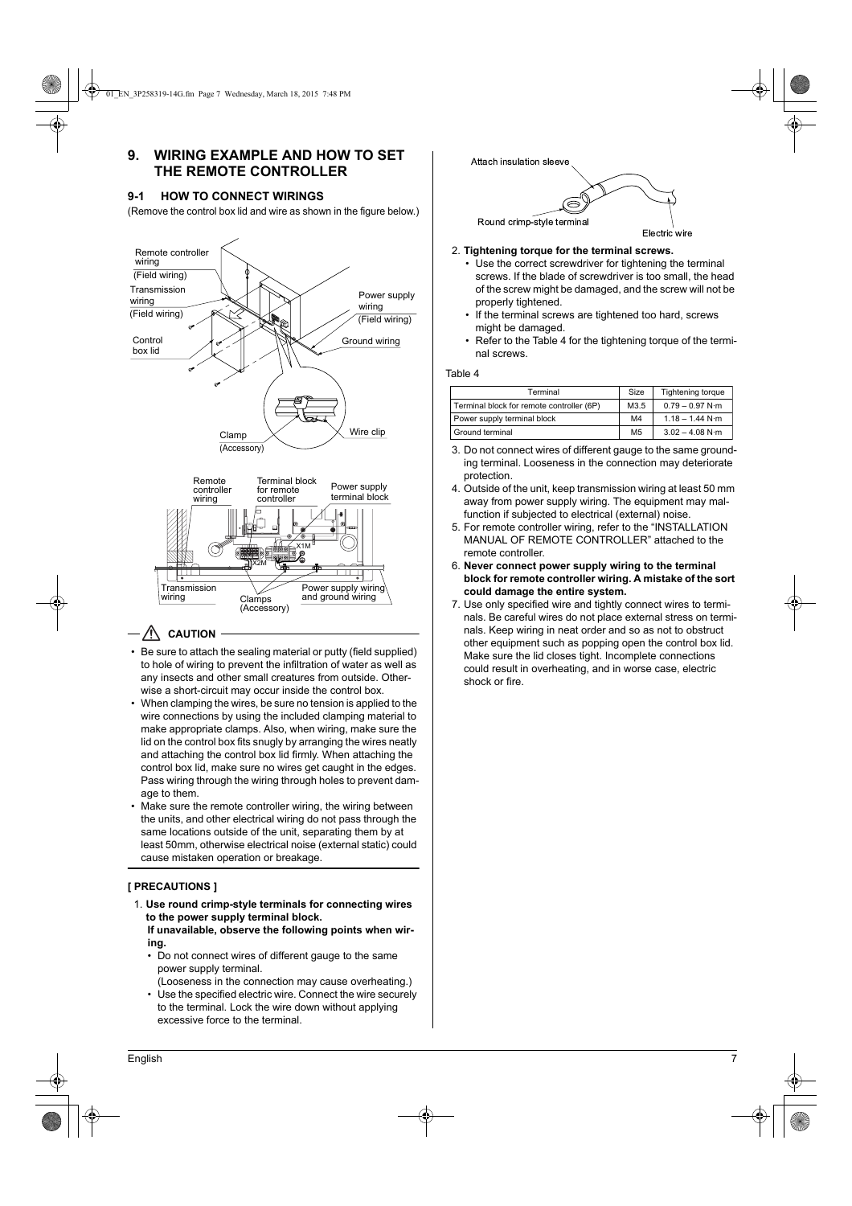## 9. WIRING EXAMPLE AND HOW TO SET THE REMOTE CONTROLLER

### 9-1 HOW TO CONNECT WIRINGS

(Remove the control box lid and wire as shown in the figure below.)

Remote controller wiring (Field wiring)
Transmission wiring (Field wiring)
Power supply wiring (Field wiring)
Control box lid
Ground wiring
Clamp (Accessory)
Wire clip

Remote controller wiring
Terminal block for remote controller
Power supply terminal block
X1M
X2M
Transmission wiring
Clamps (Accessory)
Power supply wiring and ground wiring

**⚠ CAUTION**

- Be sure to attach the sealing material or putty (field supplied) to hole of wiring to prevent the infiltration of water as well as any insects and other small creatures from outside. Otherwise a short-circuit may occur inside the control box.
- When clamping the wires, be sure no tension is applied to the wire connections by using the included clamping material to make appropriate clamps. Also, when wiring, make sure the lid on the control box fits snugly by arranging the wires neatly and attaching the control box lid firmly. When attaching the control box lid, make sure no wires get caught in the edges. Pass wiring through the wiring through holes to prevent damage to them.
- Make sure the remote controller wiring, the wiring between the units, and other electrical wiring do not pass through the same locations outside of the unit, separating them by at least 50mm, otherwise electrical noise (external static) could cause mistaken operation or breakage.

**[ PRECAUTIONS ]**

1. **Use round crimp-style terminals for connecting wires to the power supply terminal block.**
   **If unavailable, observe the following points when wiring.**
   - Do not connect wires of different gauge to the same power supply terminal.
     (Looseness in the connection may cause overheating.)
   - Use the specified electric wire. Connect the wire securely to the terminal. Lock the wire down without applying excessive force to the terminal.

Attach insulation sleeve
Round crimp-style terminal
Electric wire

2. **Tightening torque for the terminal screws.**
   - Use the correct screwdriver for tightening the terminal screws. If the blade of screwdriver is too small, the head of the screw might be damaged, and the screw will not be properly tightened.
   - If the terminal screws are tightened too hard, screws might be damaged.
   - Refer to the Table 4 for the tightening torque of the terminal screws.

Table 4

| Terminal | Size | Tightening torque |
|---|---|---|
| Terminal block for remote controller (6P) | M3.5 | 0.79 – 0.97 N·m |
| Power supply terminal block | M4 | 1.18 – 1.44 N·m |
| Ground terminal | M5 | 3.02 – 4.08 N·m |

3. Do not connect wires of different gauge to the same grounding terminal. Looseness in the connection may deteriorate protection.
4. Outside of the unit, keep transmission wiring at least 50 mm away from power supply wiring. The equipment may malfunction if subjected to electrical (external) noise.
5. For remote controller wiring, refer to the "INSTALLATION MANUAL OF REMOTE CONTROLLER" attached to the remote controller.
6. **Never connect power supply wiring to the terminal block for remote controller wiring. A mistake of the sort could damage the entire system.**
7. Use only specified wire and tightly connect wires to terminals. Be careful wires do not place external stress on terminals. Keep wiring in neat order and so as not to obstruct other equipment such as popping open the control box lid. Make sure the lid closes tight. Incomplete connections could result in overheating, and in worse case, electric shock or fire.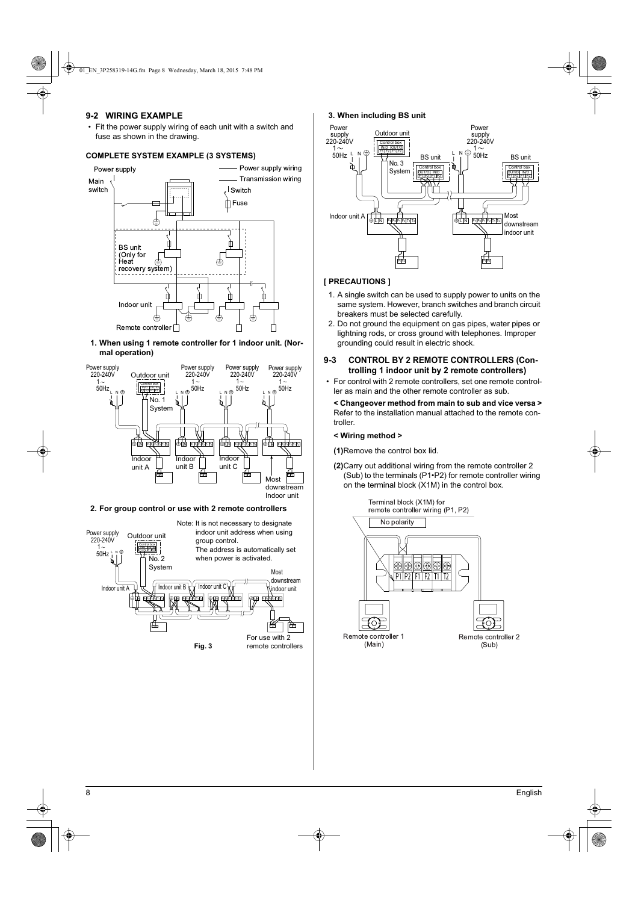## 9-2 WIRING EXAMPLE

- Fit the power supply wiring of each unit with a switch and fuse as shown in the drawing.

### COMPLETE SYSTEM EXAMPLE (3 SYSTEMS)

**1. When using 1 remote controller for 1 indoor unit. (Normal operation)**

**2. For group control or use with 2 remote controllers**

Note: It is not necessary to designate indoor unit address when using group control. The address is automatically set when power is activated.

Fig. 3

**3. When including BS unit**

### [ PRECAUTIONS ]

1. A single switch can be used to supply power to units on the same system. However, branch switches and branch circuit breakers must be selected carefully.
2. Do not ground the equipment on gas pipes, water pipes or lightning rods, or cross ground with telephones. Improper grounding could result in electric shock.

## 9-3 CONTROL BY 2 REMOTE CONTROLLERS (Controlling 1 indoor unit by 2 remote controllers)

- For control with 2 remote controllers, set one remote controller as main and the other remote controller as sub.

**< Changeover method from main to sub and vice versa >**
Refer to the installation manual attached to the remote controller.

**< Wiring method >**

**(1)** Remove the control box lid.

**(2)** Carry out additional wiring from the remote controller 2 (Sub) to the terminals (P1•P2) for remote controller wiring on the terminal block (X1M) in the control box.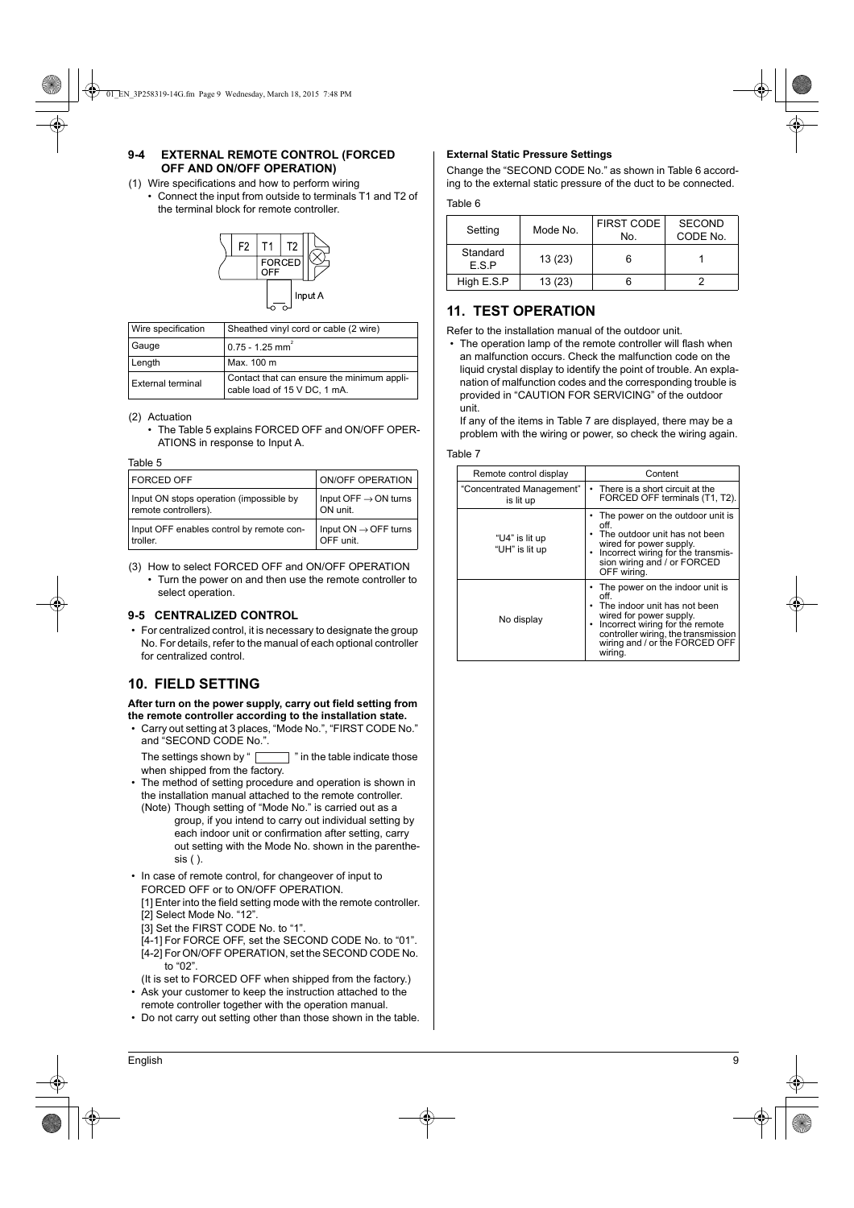## 9-4 EXTERNAL REMOTE CONTROL (FORCED OFF AND ON/OFF OPERATION)

(1) Wire specifications and how to perform wiring
- Connect the input from outside to terminals T1 and T2 of the terminal block for remote controller.

F2 T1 T2
FORCED OFF
Input A

| | |
|---|---|
| Wire specification | Sheathed vinyl cord or cable (2 wire) |
| Gauge | 0.75 - 1.25 mm$^2$ |
| Length | Max. 100 m |
| External terminal | Contact that can ensure the minimum applicable load of 15 V DC, 1 mA. |

(2) Actuation
- The Table 5 explains FORCED OFF and ON/OFF OPERATIONS in response to Input A.

Table 5

| FORCED OFF | ON/OFF OPERATION |
|---|---|
| Input ON stops operation (impossible by remote controllers). | Input OFF → ON turns ON unit. |
| Input OFF enables control by remote controller. | Input ON → OFF turns OFF unit. |

(3) How to select FORCED OFF and ON/OFF OPERATION
- Turn the power on and then use the remote controller to select operation.

## 9-5 CENTRALIZED CONTROL

- For centralized control, it is necessary to designate the group No. For details, refer to the manual of each optional controller for centralized control.

# 10. FIELD SETTING

**After turn on the power supply, carry out field setting from the remote controller according to the installation state.**

- Carry out setting at 3 places, "Mode No.", "FIRST CODE No." and "SECOND CODE No.".

  The settings shown by " &nbsp;&nbsp;&nbsp;&nbsp; " in the table indicate those when shipped from the factory.
- The method of setting procedure and operation is shown in the installation manual attached to the remote controller.
  (Note) Though setting of "Mode No." is carried out as a group, if you intend to carry out individual setting by each indoor unit or confirmation after setting, carry out setting with the Mode No. shown in the parenthesis ( ).
- In case of remote control, for changeover of input to FORCED OFF or to ON/OFF OPERATION.
  [1] Enter into the field setting mode with the remote controller.
  [2] Select Mode No. "12".
  [3] Set the FIRST CODE No. to "1".
  [4-1] For FORCE OFF, set the SECOND CODE No. to "01".
  [4-2] For ON/OFF OPERATION, set the SECOND CODE No. to "02".
  (It is set to FORCED OFF when shipped from the factory.)
- Ask your customer to keep the instruction attached to the remote controller together with the operation manual.
- Do not carry out setting other than those shown in the table.

**External Static Pressure Settings**

Change the "SECOND CODE No." as shown in Table 6 according to the external static pressure of the duct to be connected.

Table 6

| Setting | Mode No. | FIRST CODE No. | SECOND CODE No. |
|---|---|---|---|
| Standard E.S.P | 13 (23) | 6 | 1 |
| High E.S.P | 13 (23) | 6 | 2 |

# 11. TEST OPERATION

Refer to the installation manual of the outdoor unit.

- The operation lamp of the remote controller will flash when an malfunction occurs. Check the malfunction code on the liquid crystal display to identify the point of trouble. An explanation of malfunction codes and the corresponding trouble is provided in "CAUTION FOR SERVICING" of the outdoor unit.
  If any of the items in Table 7 are displayed, there may be a problem with the wiring or power, so check the wiring again.

Table 7

| Remote control display | Content |
|---|---|
| "Concentrated Management" is lit up | • There is a short circuit at the FORCED OFF terminals (T1, T2). |
| "U4" is lit up<br>"UH" is lit up | • The power on the outdoor unit is off.<br>• The outdoor unit has not been wired for power supply.<br>• Incorrect wiring for the transmission wiring and / or FORCED OFF wiring. |
| No display | • The power on the indoor unit is off.<br>• The indoor unit has not been wired for power supply.<br>• Incorrect wiring for the remote controller wiring, the transmission wiring and / or the FORCED OFF wiring. |